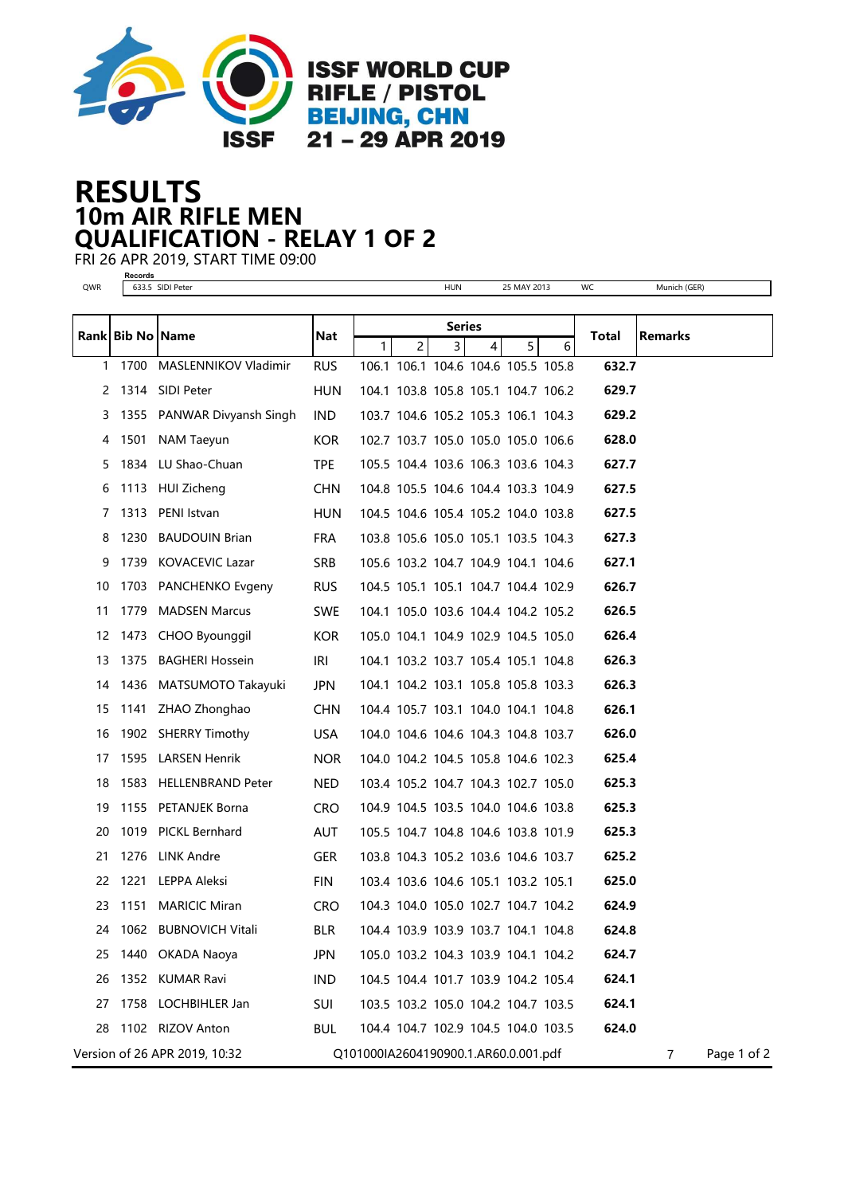ISSF WORLD CUP
RIFLE / PISTOL
BEIJING, CHN
21 – 29 APR 2019

# RESULTS
## 10m AIR RIFLE MEN
## QUALIFICATION - RELAY 1 OF 2

FRI 26 APR 2019, START TIME 09:00

**Records**

| | | | | | |
|---|---|---|---|---|---|
| QWR | 633.5 SIDI Peter | HUN | 25 MAY 2013 | WC | Munich (GER) |

| Rank | Bib No | Name | Nat | Series 1 | 2 | 3 | 4 | 5 | 6 | Total | Remarks |
|---|---|---|---|---|---|---|---|---|---|---|---|
| 1 | 1700 | MASLENNIKOV Vladimir | RUS | 106.1 | 106.1 | 104.6 | 104.6 | 105.5 | 105.8 | **632.7** | |
| 2 | 1314 | SIDI Peter | HUN | 104.1 | 103.8 | 105.8 | 105.1 | 104.7 | 106.2 | **629.7** | |
| 3 | 1355 | PANWAR Divyansh Singh | IND | 103.7 | 104.6 | 105.2 | 105.3 | 106.1 | 104.3 | **629.2** | |
| 4 | 1501 | NAM Taeyun | KOR | 102.7 | 103.7 | 105.0 | 105.0 | 105.0 | 106.6 | **628.0** | |
| 5 | 1834 | LU Shao-Chuan | TPE | 105.5 | 104.4 | 103.6 | 106.3 | 103.6 | 104.3 | **627.7** | |
| 6 | 1113 | HUI Zicheng | CHN | 104.8 | 105.5 | 104.6 | 104.4 | 103.3 | 104.9 | **627.5** | |
| 7 | 1313 | PENI Istvan | HUN | 104.5 | 104.6 | 105.4 | 105.2 | 104.0 | 103.8 | **627.5** | |
| 8 | 1230 | BAUDOUIN Brian | FRA | 103.8 | 105.6 | 105.0 | 105.1 | 103.5 | 104.3 | **627.3** | |
| 9 | 1739 | KOVACEVIC Lazar | SRB | 105.6 | 103.2 | 104.7 | 104.9 | 104.1 | 104.6 | **627.1** | |
| 10 | 1703 | PANCHENKO Evgeny | RUS | 104.5 | 105.1 | 105.1 | 104.7 | 104.4 | 102.9 | **626.7** | |
| 11 | 1779 | MADSEN Marcus | SWE | 104.1 | 105.0 | 103.6 | 104.4 | 104.2 | 105.2 | **626.5** | |
| 12 | 1473 | CHOO Byounggil | KOR | 105.0 | 104.1 | 104.9 | 102.9 | 104.5 | 105.0 | **626.4** | |
| 13 | 1375 | BAGHERI Hossein | IRI | 104.1 | 103.2 | 103.7 | 105.4 | 105.1 | 104.8 | **626.3** | |
| 14 | 1436 | MATSUMOTO Takayuki | JPN | 104.1 | 104.2 | 103.1 | 105.8 | 105.8 | 103.3 | **626.3** | |
| 15 | 1141 | ZHAO Zhonghao | CHN | 104.4 | 105.7 | 103.1 | 104.0 | 104.1 | 104.8 | **626.1** | |
| 16 | 1902 | SHERRY Timothy | USA | 104.0 | 104.6 | 104.6 | 104.3 | 104.8 | 103.7 | **626.0** | |
| 17 | 1595 | LARSEN Henrik | NOR | 104.0 | 104.2 | 104.5 | 105.8 | 104.6 | 102.3 | **625.4** | |
| 18 | 1583 | HELLENBRAND Peter | NED | 103.4 | 105.2 | 104.7 | 104.3 | 102.7 | 105.0 | **625.3** | |
| 19 | 1155 | PETANJEK Borna | CRO | 104.9 | 104.5 | 103.5 | 104.0 | 104.6 | 103.8 | **625.3** | |
| 20 | 1019 | PICKL Bernhard | AUT | 105.5 | 104.7 | 104.8 | 104.6 | 103.8 | 101.9 | **625.3** | |
| 21 | 1276 | LINK Andre | GER | 103.8 | 104.3 | 105.2 | 103.6 | 104.6 | 103.7 | **625.2** | |
| 22 | 1221 | LEPPA Aleksi | FIN | 103.4 | 103.6 | 104.6 | 105.1 | 103.2 | 105.1 | **625.0** | |
| 23 | 1151 | MARICIC Miran | CRO | 104.3 | 104.0 | 105.0 | 102.7 | 104.7 | 104.2 | **624.9** | |
| 24 | 1062 | BUBNOVICH Vitali | BLR | 104.4 | 103.9 | 103.9 | 103.7 | 104.1 | 104.8 | **624.8** | |
| 25 | 1440 | OKADA Naoya | JPN | 105.0 | 103.2 | 104.3 | 103.9 | 104.1 | 104.2 | **624.7** | |
| 26 | 1352 | KUMAR Ravi | IND | 104.5 | 104.4 | 101.7 | 103.9 | 104.2 | 105.4 | **624.1** | |
| 27 | 1758 | LOCHBIHLER Jan | SUI | 103.5 | 103.2 | 105.0 | 104.2 | 104.7 | 103.5 | **624.1** | |
| 28 | 1102 | RIZOV Anton | BUL | 104.4 | 104.7 | 102.9 | 104.5 | 104.0 | 103.5 | **624.0** | |

Version of 26 APR 2019, 10:32 Q101000IA2604190900.1.AR60.0.001.pdf 7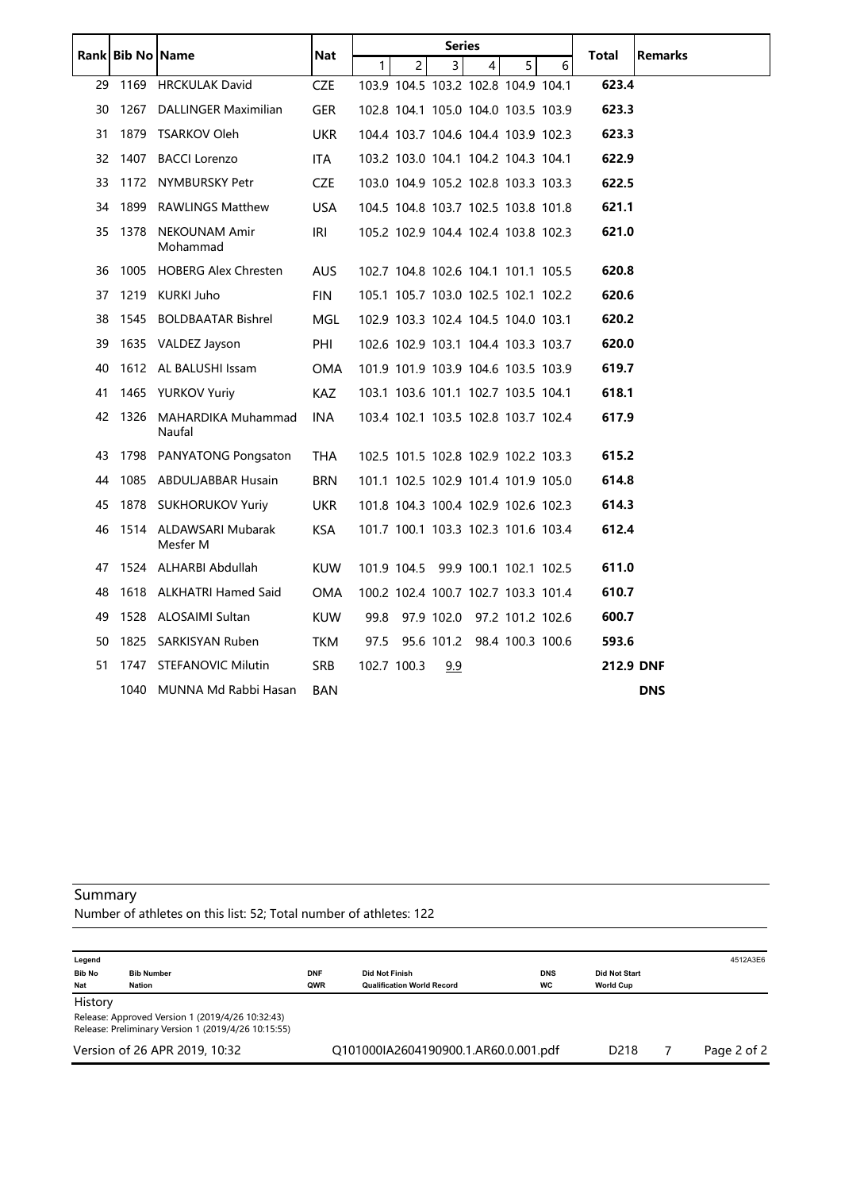| Rank | Bib No | Name | Nat | Series | | | | | | Total | Remarks |
|---|---|---|---|---|---|---|---|---|---|---|---|
| | | | | 1 | 2 | 3 | 4 | 5 | 6 | | |
| 29 | 1169 | HRCKULAK David | CZE | 103.9 | 104.5 | 103.2 | 102.8 | 104.9 | 104.1 | **623.4** | |
| 30 | 1267 | DALLINGER Maximilian | GER | 102.8 | 104.1 | 105.0 | 104.0 | 103.5 | 103.9 | **623.3** | |
| 31 | 1879 | TSARKOV Oleh | UKR | 104.4 | 103.7 | 104.6 | 104.4 | 103.9 | 102.3 | **623.3** | |
| 32 | 1407 | BACCI Lorenzo | ITA | 103.2 | 103.0 | 104.1 | 104.2 | 104.3 | 104.1 | **622.9** | |
| 33 | 1172 | NYMBURSKY Petr | CZE | 103.0 | 104.9 | 105.2 | 102.8 | 103.3 | 103.3 | **622.5** | |
| 34 | 1899 | RAWLINGS Matthew | USA | 104.5 | 104.8 | 103.7 | 102.5 | 103.8 | 101.8 | **621.1** | |
| 35 | 1378 | NEKOUNAM Amir Mohammad | IRI | 105.2 | 102.9 | 104.4 | 102.4 | 103.8 | 102.3 | **621.0** | |
| 36 | 1005 | HOBERG Alex Chresten | AUS | 102.7 | 104.8 | 102.6 | 104.1 | 101.1 | 105.5 | **620.8** | |
| 37 | 1219 | KURKI Juho | FIN | 105.1 | 105.7 | 103.0 | 102.5 | 102.1 | 102.2 | **620.6** | |
| 38 | 1545 | BOLDBAATAR Bishrel | MGL | 102.9 | 103.3 | 102.4 | 104.5 | 104.0 | 103.1 | **620.2** | |
| 39 | 1635 | VALDEZ Jayson | PHI | 102.6 | 102.9 | 103.1 | 104.4 | 103.3 | 103.7 | **620.0** | |
| 40 | 1612 | AL BALUSHI Issam | OMA | 101.9 | 101.9 | 103.9 | 104.6 | 103.5 | 103.9 | **619.7** | |
| 41 | 1465 | YURKOV Yuriy | KAZ | 103.1 | 103.6 | 101.1 | 102.7 | 103.5 | 104.1 | **618.1** | |
| 42 | 1326 | MAHARDIKA Muhammad Naufal | INA | 103.4 | 102.1 | 103.5 | 102.8 | 103.7 | 102.4 | **617.9** | |
| 43 | 1798 | PANYATONG Pongsaton | THA | 102.5 | 101.5 | 102.8 | 102.9 | 102.2 | 103.3 | **615.2** | |
| 44 | 1085 | ABDULJABBAR Husain | BRN | 101.1 | 102.5 | 102.9 | 101.4 | 101.9 | 105.0 | **614.8** | |
| 45 | 1878 | SUKHORUKOV Yuriy | UKR | 101.8 | 104.3 | 100.4 | 102.9 | 102.6 | 102.3 | **614.3** | |
| 46 | 1514 | ALDAWSARI Mubarak Mesfer M | KSA | 101.7 | 100.1 | 103.3 | 102.3 | 101.6 | 103.4 | **612.4** | |
| 47 | 1524 | ALHARBI Abdullah | KUW | 101.9 | 104.5 | 99.9 | 100.1 | 102.1 | 102.5 | **611.0** | |
| 48 | 1618 | ALKHATRI Hamed Said | OMA | 100.2 | 102.4 | 100.7 | 102.7 | 103.3 | 101.4 | **610.7** | |
| 49 | 1528 | ALOSAIMI Sultan | KUW | 99.8 | 97.9 | 102.0 | 97.2 | 101.2 | 102.6 | **600.7** | |
| 50 | 1825 | SARKISYAN Ruben | TKM | 97.5 | 95.6 | 101.2 | 98.4 | 100.3 | 100.6 | **593.6** | |
| 51 | 1747 | STEFANOVIC Milutin | SRB | 102.7 | 100.3 | 9.9 | | | | **212.9** | **DNF** |
| | 1040 | MUNNA Md Rabbi Hasan | BAN | | | | | | | | **DNS** |

## Summary

Number of athletes on this list: 52; Total number of athletes: 122

| Legend | | | | | |
|---|---|---|---|---|---|
| **Bib No** | **Bib Number** | **DNF** | **Did Not Finish** | **DNS** | **Did Not Start** |
| **Nat** | **Nation** | **QWR** | **Qualification World Record** | **WC** | **World Cup** |

4512A3E6

History

Release: Approved Version 1 (2019/4/26 10:32:43)
Release: Preliminary Version 1 (2019/4/26 10:15:55)

Version of 26 APR 2019, 10:32 Q101000IA2604190900.1.AR60.0.001.pdf D218 7